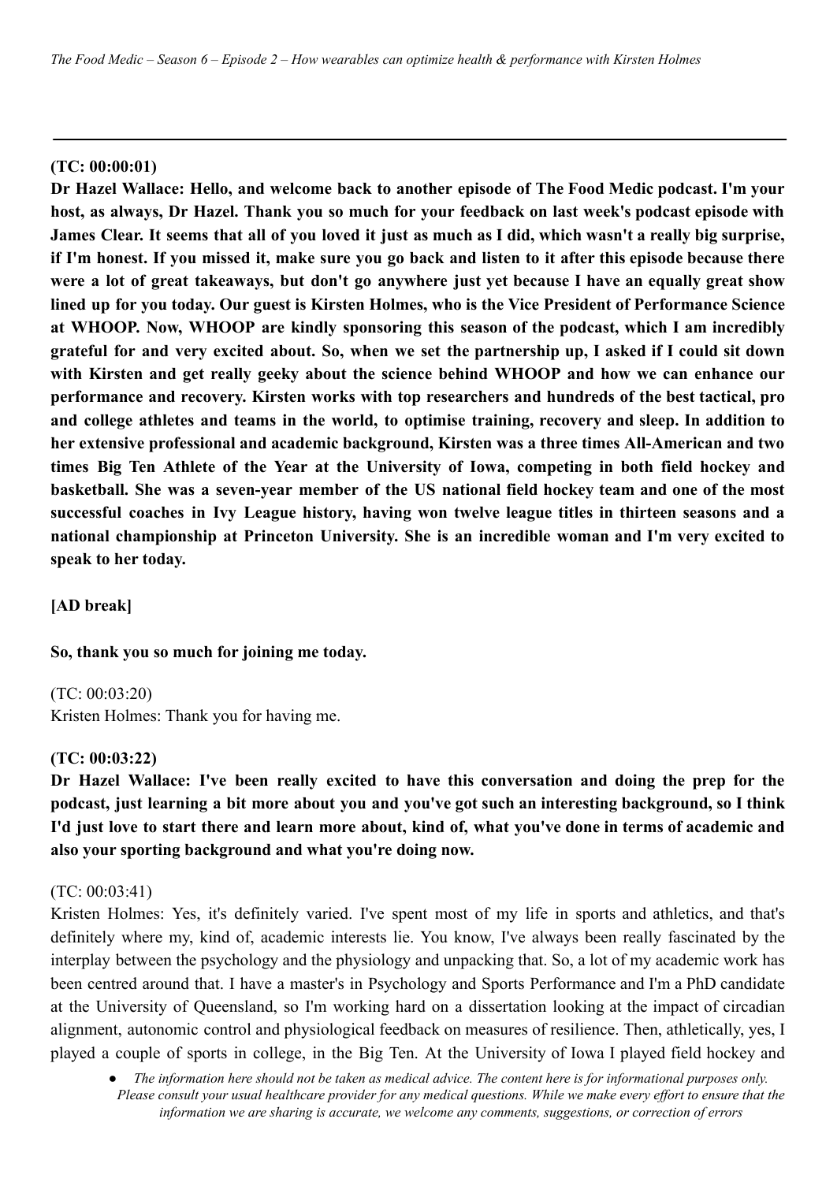**(TC: 00:00:01)**

**Dr Hazel Wallace: Hello, and welcome back to another episode of The Food Medic podcast. I'm your host, as always, Dr Hazel. Thank you so much for your feedback on last week's podcast episode with James Clear. It seems that all of you loved it just as much as I did, which wasn't a really big surprise, if I'm honest. If you missed it, make sure you go back and listen to it after this episode because there were a lot of great takeaways, but don't go anywhere just yet because I have an equally great show lined up for you today. Our guest is Kirsten Holmes, who is the Vice President of Performance Science at WHOOP. Now, WHOOP are kindly sponsoring this season of the podcast, which I am incredibly grateful for and very excited about. So, when we set the partnership up, I asked if I could sit down with Kirsten and get really geeky about the science behind WHOOP and how we can enhance our performance and recovery. Kirsten works with top researchers and hundreds of the best tactical, pro and college athletes and teams in the world, to optimise training, recovery and sleep. In addition to her extensive professional and academic background, Kirsten was a three times All-American and two times Big Ten Athlete of the Year at the University of Iowa, competing in both field hockey and basketball. She was a seven-year member of the US national field hockey team and one of the most successful coaches in Ivy League history, having won twelve league titles in thirteen seasons and a national championship at Princeton University. She is an incredible woman and I'm very excited to speak to her today.**

**[AD break]**

**So, thank you so much for joining me today.**

(TC: 00:03:20)
Kristen Holmes: Thank you for having me.

**(TC: 00:03:22)**

**Dr Hazel Wallace: I've been really excited to have this conversation and doing the prep for the podcast, just learning a bit more about you and you've got such an interesting background, so I think I'd just love to start there and learn more about, kind of, what you've done in terms of academic and also your sporting background and what you're doing now.**

(TC: 00:03:41)
Kristen Holmes: Yes, it's definitely varied. I've spent most of my life in sports and athletics, and that's definitely where my, kind of, academic interests lie. You know, I've always been really fascinated by the interplay between the psychology and the physiology and unpacking that. So, a lot of my academic work has been centred around that. I have a master's in Psychology and Sports Performance and I'm a PhD candidate at the University of Queensland, so I'm working hard on a dissertation looking at the impact of circadian alignment, autonomic control and physiological feedback on measures of resilience. Then, athletically, yes, I played a couple of sports in college, in the Big Ten. At the University of Iowa I played field hockey and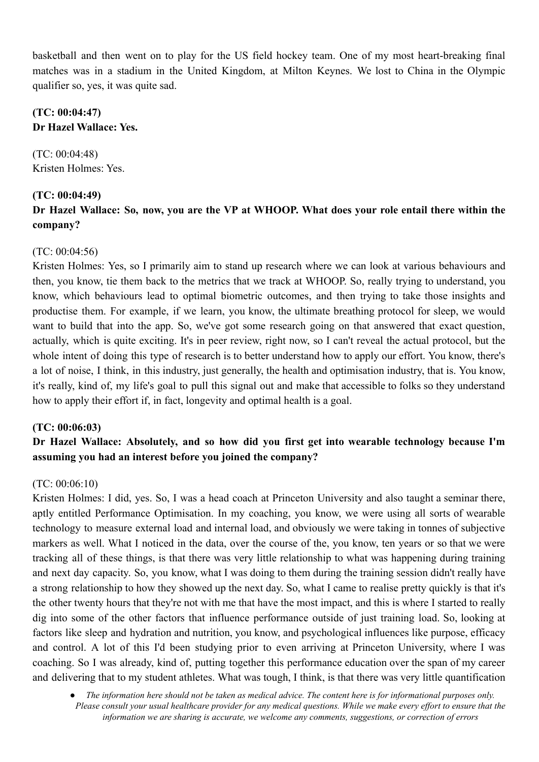basketball and then went on to play for the US field hockey team. One of my most heart-breaking final matches was in a stadium in the United Kingdom, at Milton Keynes. We lost to China in the Olympic qualifier so, yes, it was quite sad.

**(TC: 00:04:47)**
**Dr Hazel Wallace: Yes.**

(TC: 00:04:48)
Kristen Holmes: Yes.

**(TC: 00:04:49)**
**Dr Hazel Wallace: So, now, you are the VP at WHOOP. What does your role entail there within the company?**

(TC: 00:04:56)
Kristen Holmes: Yes, so I primarily aim to stand up research where we can look at various behaviours and then, you know, tie them back to the metrics that we track at WHOOP. So, really trying to understand, you know, which behaviours lead to optimal biometric outcomes, and then trying to take those insights and productise them. For example, if we learn, you know, the ultimate breathing protocol for sleep, we would want to build that into the app. So, we've got some research going on that answered that exact question, actually, which is quite exciting. It's in peer review, right now, so I can't reveal the actual protocol, but the whole intent of doing this type of research is to better understand how to apply our effort. You know, there's a lot of noise, I think, in this industry, just generally, the health and optimisation industry, that is. You know, it's really, kind of, my life's goal to pull this signal out and make that accessible to folks so they understand how to apply their effort if, in fact, longevity and optimal health is a goal.

**(TC: 00:06:03)**
**Dr Hazel Wallace: Absolutely, and so how did you first get into wearable technology because I'm assuming you had an interest before you joined the company?**

(TC: 00:06:10)
Kristen Holmes: I did, yes. So, I was a head coach at Princeton University and also taught a seminar there, aptly entitled Performance Optimisation. In my coaching, you know, we were using all sorts of wearable technology to measure external load and internal load, and obviously we were taking in tonnes of subjective markers as well. What I noticed in the data, over the course of the, you know, ten years or so that we were tracking all of these things, is that there was very little relationship to what was happening during training and next day capacity. So, you know, what I was doing to them during the training session didn't really have a strong relationship to how they showed up the next day. So, what I came to realise pretty quickly is that it's the other twenty hours that they're not with me that have the most impact, and this is where I started to really dig into some of the other factors that influence performance outside of just training load. So, looking at factors like sleep and hydration and nutrition, you know, and psychological influences like purpose, efficacy and control. A lot of this I'd been studying prior to even arriving at Princeton University, where I was coaching. So I was already, kind of, putting together this performance education over the span of my career and delivering that to my student athletes. What was tough, I think, is that there was very little quantification

- *The information here should not be taken as medical advice. The content here is for informational purposes only. Please consult your usual healthcare provider for any medical questions. While we make every effort to ensure that the information we are sharing is accurate, we welcome any comments, suggestions, or correction of errors*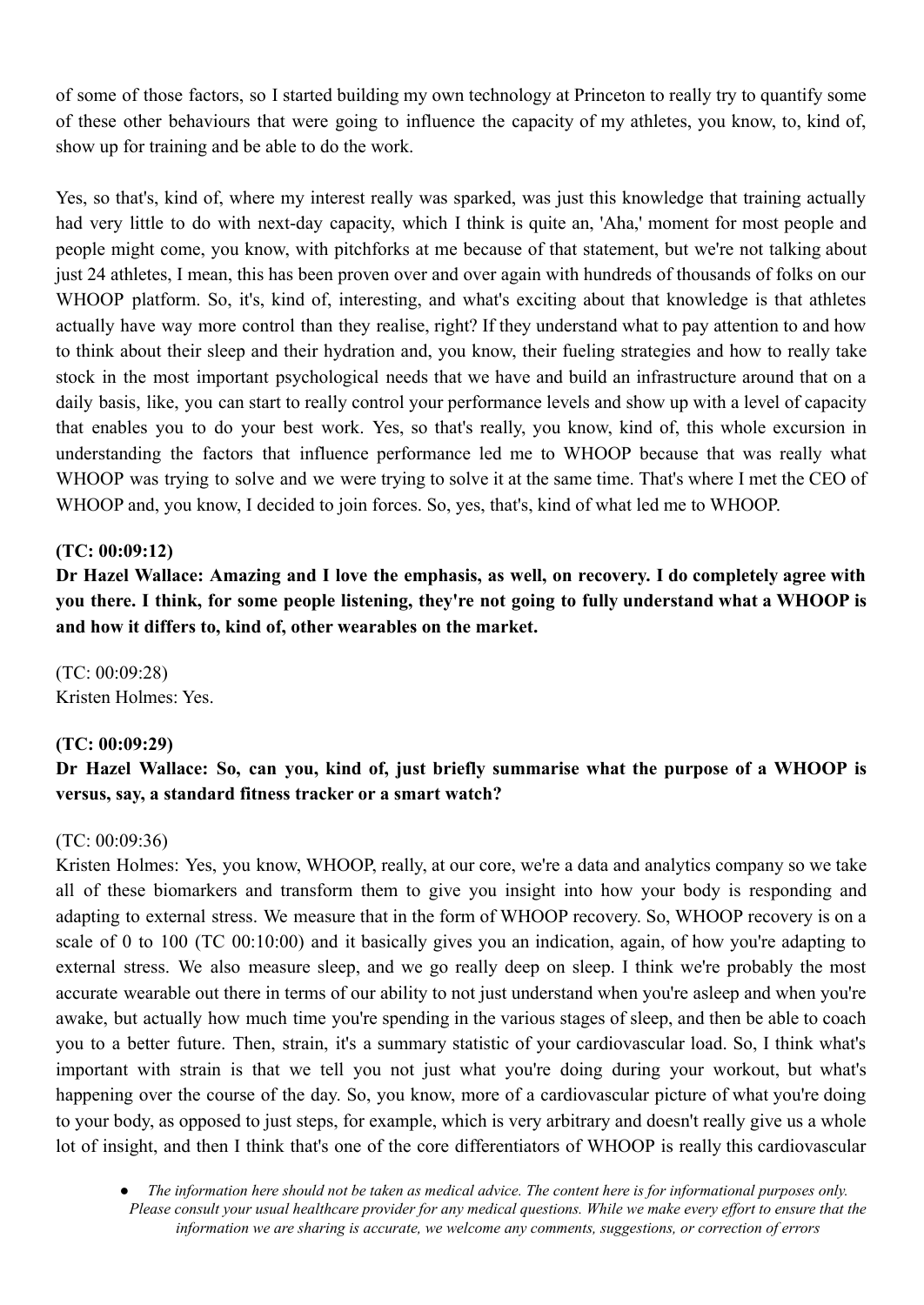of some of those factors, so I started building my own technology at Princeton to really try to quantify some of these other behaviours that were going to influence the capacity of my athletes, you know, to, kind of, show up for training and be able to do the work.

Yes, so that's, kind of, where my interest really was sparked, was just this knowledge that training actually had very little to do with next-day capacity, which I think is quite an, 'Aha,' moment for most people and people might come, you know, with pitchforks at me because of that statement, but we're not talking about just 24 athletes, I mean, this has been proven over and over again with hundreds of thousands of folks on our WHOOP platform. So, it's, kind of, interesting, and what's exciting about that knowledge is that athletes actually have way more control than they realise, right? If they understand what to pay attention to and how to think about their sleep and their hydration and, you know, their fueling strategies and how to really take stock in the most important psychological needs that we have and build an infrastructure around that on a daily basis, like, you can start to really control your performance levels and show up with a level of capacity that enables you to do your best work. Yes, so that's really, you know, kind of, this whole excursion in understanding the factors that influence performance led me to WHOOP because that was really what WHOOP was trying to solve and we were trying to solve it at the same time. That's where I met the CEO of WHOOP and, you know, I decided to join forces. So, yes, that's, kind of what led me to WHOOP.

**(TC: 00:09:12)**
**Dr Hazel Wallace: Amazing and I love the emphasis, as well, on recovery. I do completely agree with you there. I think, for some people listening, they're not going to fully understand what a WHOOP is and how it differs to, kind of, other wearables on the market.**

(TC: 00:09:28)
Kristen Holmes: Yes.

**(TC: 00:09:29)**
**Dr Hazel Wallace: So, can you, kind of, just briefly summarise what the purpose of a WHOOP is versus, say, a standard fitness tracker or a smart watch?**

(TC: 00:09:36)
Kristen Holmes: Yes, you know, WHOOP, really, at our core, we're a data and analytics company so we take all of these biomarkers and transform them to give you insight into how your body is responding and adapting to external stress. We measure that in the form of WHOOP recovery. So, WHOOP recovery is on a scale of 0 to 100 (TC 00:10:00) and it basically gives you an indication, again, of how you're adapting to external stress. We also measure sleep, and we go really deep on sleep. I think we're probably the most accurate wearable out there in terms of our ability to not just understand when you're asleep and when you're awake, but actually how much time you're spending in the various stages of sleep, and then be able to coach you to a better future. Then, strain, it's a summary statistic of your cardiovascular load. So, I think what's important with strain is that we tell you not just what you're doing during your workout, but what's happening over the course of the day. So, you know, more of a cardiovascular picture of what you're doing to your body, as opposed to just steps, for example, which is very arbitrary and doesn't really give us a whole lot of insight, and then I think that's one of the core differentiators of WHOOP is really this cardiovascular

- *The information here should not be taken as medical advice. The content here is for informational purposes only. Please consult your usual healthcare provider for any medical questions. While we make every effort to ensure that the information we are sharing is accurate, we welcome any comments, suggestions, or correction of errors*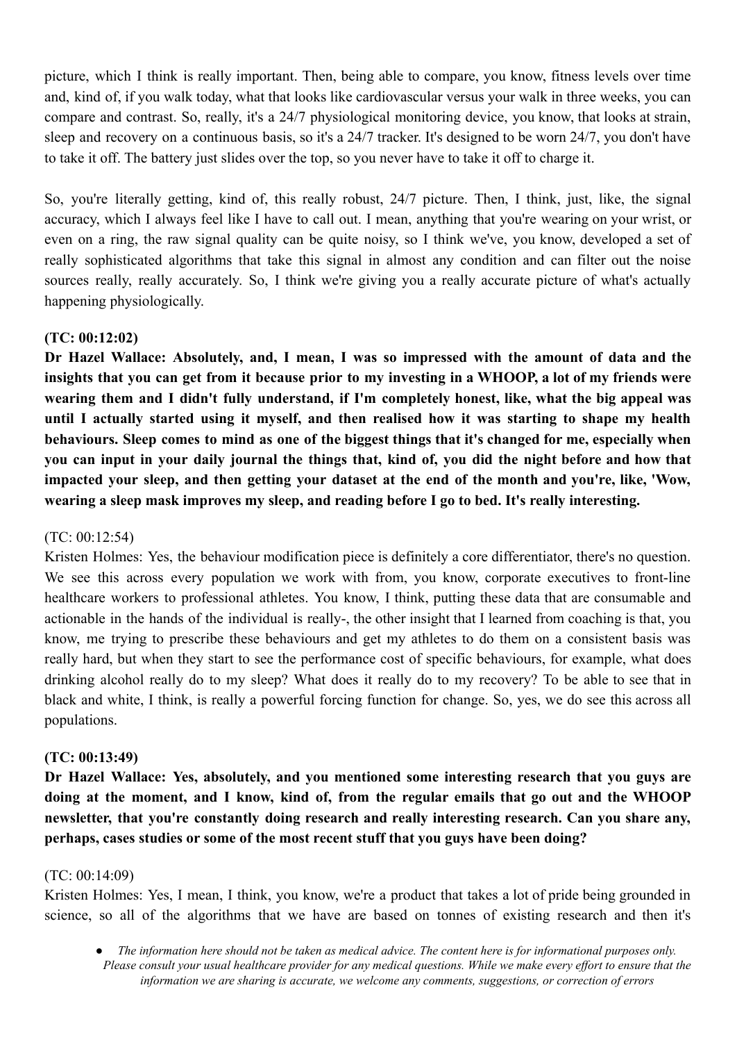picture, which I think is really important. Then, being able to compare, you know, fitness levels over time and, kind of, if you walk today, what that looks like cardiovascular versus your walk in three weeks, you can compare and contrast. So, really, it's a 24/7 physiological monitoring device, you know, that looks at strain, sleep and recovery on a continuous basis, so it's a 24/7 tracker. It's designed to be worn 24/7, you don't have to take it off. The battery just slides over the top, so you never have to take it off to charge it.

So, you're literally getting, kind of, this really robust, 24/7 picture. Then, I think, just, like, the signal accuracy, which I always feel like I have to call out. I mean, anything that you're wearing on your wrist, or even on a ring, the raw signal quality can be quite noisy, so I think we've, you know, developed a set of really sophisticated algorithms that take this signal in almost any condition and can filter out the noise sources really, really accurately. So, I think we're giving you a really accurate picture of what's actually happening physiologically.

**(TC: 00:12:02)**

**Dr Hazel Wallace: Absolutely, and, I mean, I was so impressed with the amount of data and the insights that you can get from it because prior to my investing in a WHOOP, a lot of my friends were wearing them and I didn't fully understand, if I'm completely honest, like, what the big appeal was until I actually started using it myself, and then realised how it was starting to shape my health behaviours. Sleep comes to mind as one of the biggest things that it's changed for me, especially when you can input in your daily journal the things that, kind of, you did the night before and how that impacted your sleep, and then getting your dataset at the end of the month and you're, like, 'Wow, wearing a sleep mask improves my sleep, and reading before I go to bed. It's really interesting.**

(TC: 00:12:54)

Kristen Holmes: Yes, the behaviour modification piece is definitely a core differentiator, there's no question. We see this across every population we work with from, you know, corporate executives to front-line healthcare workers to professional athletes. You know, I think, putting these data that are consumable and actionable in the hands of the individual is really-, the other insight that I learned from coaching is that, you know, me trying to prescribe these behaviours and get my athletes to do them on a consistent basis was really hard, but when they start to see the performance cost of specific behaviours, for example, what does drinking alcohol really do to my sleep? What does it really do to my recovery? To be able to see that in black and white, I think, is really a powerful forcing function for change. So, yes, we do see this across all populations.

**(TC: 00:13:49)**

**Dr Hazel Wallace: Yes, absolutely, and you mentioned some interesting research that you guys are doing at the moment, and I know, kind of, from the regular emails that go out and the WHOOP newsletter, that you're constantly doing research and really interesting research. Can you share any, perhaps, cases studies or some of the most recent stuff that you guys have been doing?**

(TC: 00:14:09)

Kristen Holmes: Yes, I mean, I think, you know, we're a product that takes a lot of pride being grounded in science, so all of the algorithms that we have are based on tonnes of existing research and then it's

- *The information here should not be taken as medical advice. The content here is for informational purposes only. Please consult your usual healthcare provider for any medical questions. While we make every effort to ensure that the information we are sharing is accurate, we welcome any comments, suggestions, or correction of errors*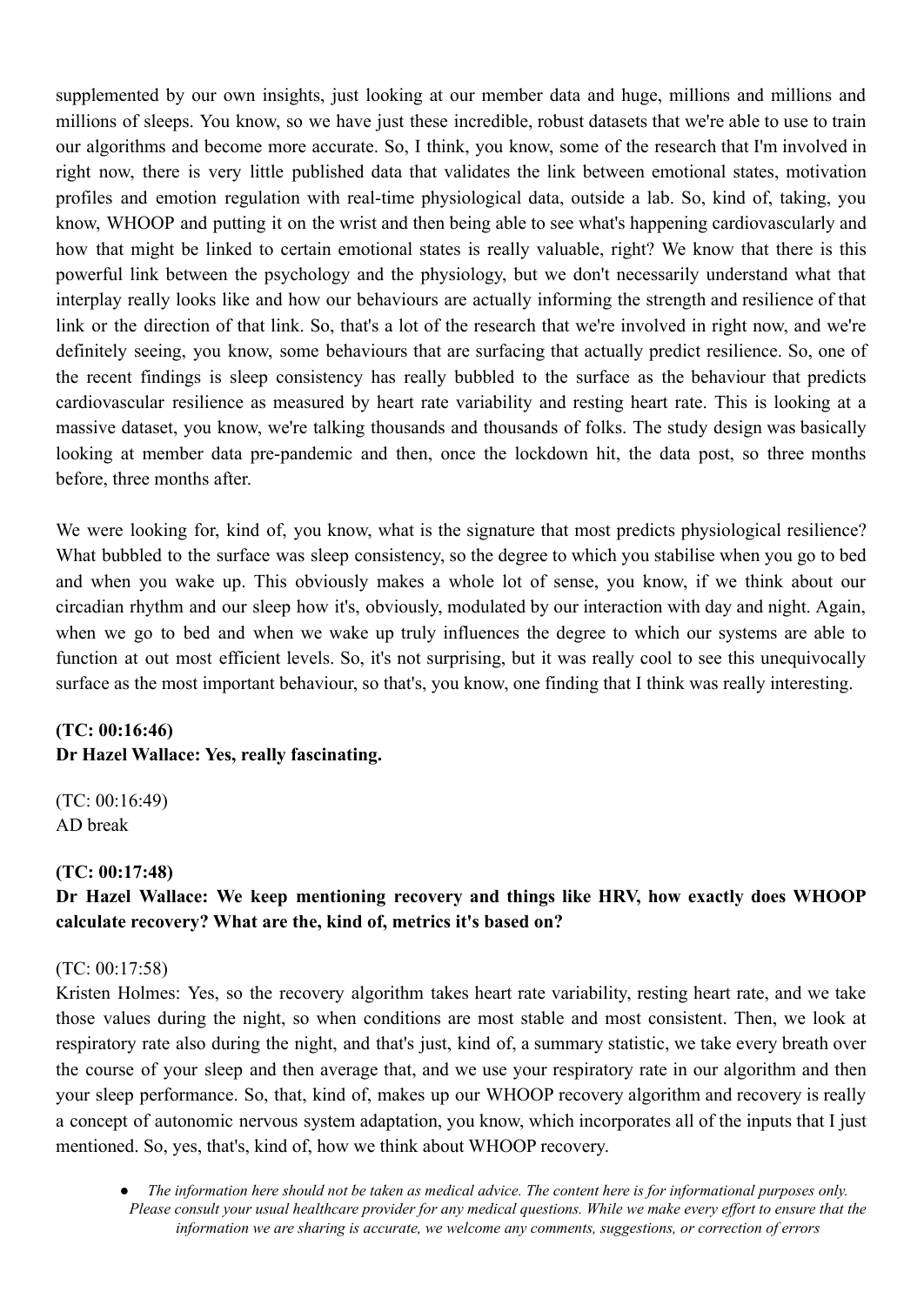supplemented by our own insights, just looking at our member data and huge, millions and millions and millions of sleeps. You know, so we have just these incredible, robust datasets that we're able to use to train our algorithms and become more accurate. So, I think, you know, some of the research that I'm involved in right now, there is very little published data that validates the link between emotional states, motivation profiles and emotion regulation with real-time physiological data, outside a lab. So, kind of, taking, you know, WHOOP and putting it on the wrist and then being able to see what's happening cardiovascularly and how that might be linked to certain emotional states is really valuable, right? We know that there is this powerful link between the psychology and the physiology, but we don't necessarily understand what that interplay really looks like and how our behaviours are actually informing the strength and resilience of that link or the direction of that link. So, that's a lot of the research that we're involved in right now, and we're definitely seeing, you know, some behaviours that are surfacing that actually predict resilience. So, one of the recent findings is sleep consistency has really bubbled to the surface as the behaviour that predicts cardiovascular resilience as measured by heart rate variability and resting heart rate. This is looking at a massive dataset, you know, we're talking thousands and thousands of folks. The study design was basically looking at member data pre-pandemic and then, once the lockdown hit, the data post, so three months before, three months after.

We were looking for, kind of, you know, what is the signature that most predicts physiological resilience? What bubbled to the surface was sleep consistency, so the degree to which you stabilise when you go to bed and when you wake up. This obviously makes a whole lot of sense, you know, if we think about our circadian rhythm and our sleep how it's, obviously, modulated by our interaction with day and night. Again, when we go to bed and when we wake up truly influences the degree to which our systems are able to function at out most efficient levels. So, it's not surprising, but it was really cool to see this unequivocally surface as the most important behaviour, so that's, you know, one finding that I think was really interesting.

**(TC: 00:16:46)**
**Dr Hazel Wallace: Yes, really fascinating.**

(TC: 00:16:49)
AD break

**(TC: 00:17:48)**
**Dr Hazel Wallace: We keep mentioning recovery and things like HRV, how exactly does WHOOP calculate recovery? What are the, kind of, metrics it's based on?**

(TC: 00:17:58)
Kristen Holmes: Yes, so the recovery algorithm takes heart rate variability, resting heart rate, and we take those values during the night, so when conditions are most stable and most consistent. Then, we look at respiratory rate also during the night, and that's just, kind of, a summary statistic, we take every breath over the course of your sleep and then average that, and we use your respiratory rate in our algorithm and then your sleep performance. So, that, kind of, makes up our WHOOP recovery algorithm and recovery is really a concept of autonomic nervous system adaptation, you know, which incorporates all of the inputs that I just mentioned. So, yes, that's, kind of, how we think about WHOOP recovery.

- *The information here should not be taken as medical advice. The content here is for informational purposes only. Please consult your usual healthcare provider for any medical questions. While we make every effort to ensure that the information we are sharing is accurate, we welcome any comments, suggestions, or correction of errors*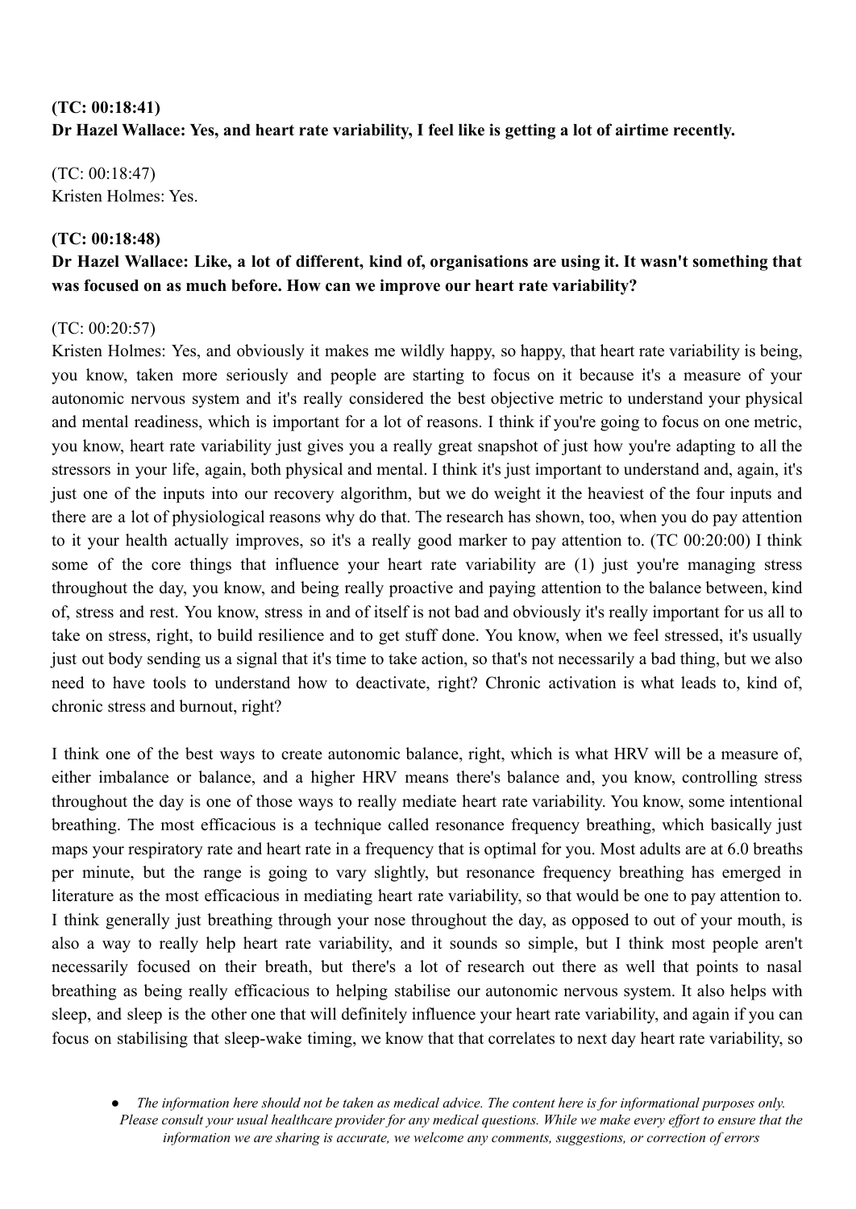**(TC: 00:18:41)**
**Dr Hazel Wallace: Yes, and heart rate variability, I feel like is getting a lot of airtime recently.**

(TC: 00:18:47)
Kristen Holmes: Yes.

**(TC: 00:18:48)**
**Dr Hazel Wallace: Like, a lot of different, kind of, organisations are using it. It wasn't something that was focused on as much before. How can we improve our heart rate variability?**

(TC: 00:20:57)
Kristen Holmes: Yes, and obviously it makes me wildly happy, so happy, that heart rate variability is being, you know, taken more seriously and people are starting to focus on it because it's a measure of your autonomic nervous system and it's really considered the best objective metric to understand your physical and mental readiness, which is important for a lot of reasons. I think if you're going to focus on one metric, you know, heart rate variability just gives you a really great snapshot of just how you're adapting to all the stressors in your life, again, both physical and mental. I think it's just important to understand and, again, it's just one of the inputs into our recovery algorithm, but we do weight it the heaviest of the four inputs and there are a lot of physiological reasons why do that. The research has shown, too, when you do pay attention to it your health actually improves, so it's a really good marker to pay attention to. (TC 00:20:00) I think some of the core things that influence your heart rate variability are (1) just you're managing stress throughout the day, you know, and being really proactive and paying attention to the balance between, kind of, stress and rest. You know, stress in and of itself is not bad and obviously it's really important for us all to take on stress, right, to build resilience and to get stuff done. You know, when we feel stressed, it's usually just out body sending us a signal that it's time to take action, so that's not necessarily a bad thing, but we also need to have tools to understand how to deactivate, right? Chronic activation is what leads to, kind of, chronic stress and burnout, right?

I think one of the best ways to create autonomic balance, right, which is what HRV will be a measure of, either imbalance or balance, and a higher HRV means there's balance and, you know, controlling stress throughout the day is one of those ways to really mediate heart rate variability. You know, some intentional breathing. The most efficacious is a technique called resonance frequency breathing, which basically just maps your respiratory rate and heart rate in a frequency that is optimal for you. Most adults are at 6.0 breaths per minute, but the range is going to vary slightly, but resonance frequency breathing has emerged in literature as the most efficacious in mediating heart rate variability, so that would be one to pay attention to. I think generally just breathing through your nose throughout the day, as opposed to out of your mouth, is also a way to really help heart rate variability, and it sounds so simple, but I think most people aren't necessarily focused on their breath, but there's a lot of research out there as well that points to nasal breathing as being really efficacious to helping stabilise our autonomic nervous system. It also helps with sleep, and sleep is the other one that will definitely influence your heart rate variability, and again if you can focus on stabilising that sleep-wake timing, we know that that correlates to next day heart rate variability, so

- *The information here should not be taken as medical advice. The content here is for informational purposes only. Please consult your usual healthcare provider for any medical questions. While we make every effort to ensure that the information we are sharing is accurate, we welcome any comments, suggestions, or correction of errors*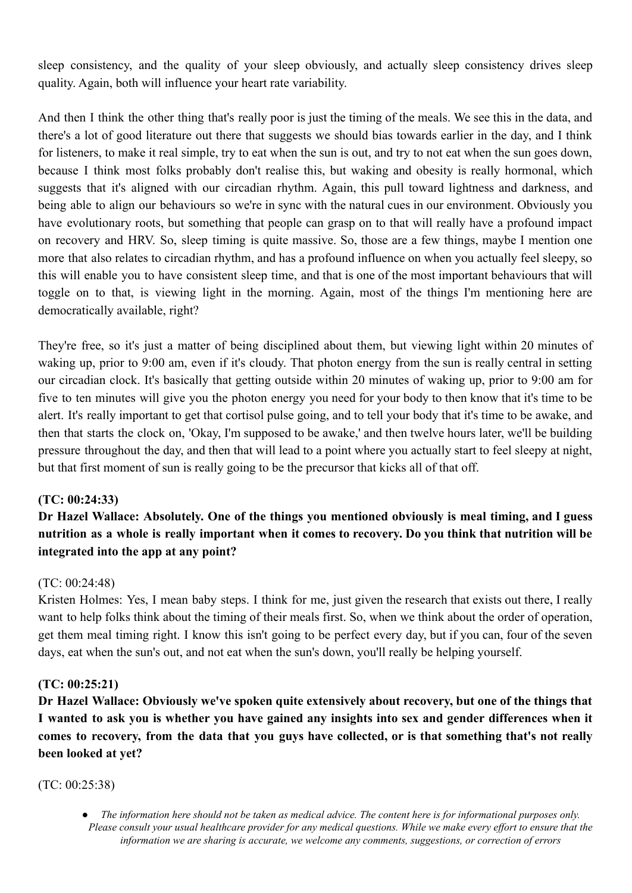sleep consistency, and the quality of your sleep obviously, and actually sleep consistency drives sleep quality. Again, both will influence your heart rate variability.

And then I think the other thing that's really poor is just the timing of the meals. We see this in the data, and there's a lot of good literature out there that suggests we should bias towards earlier in the day, and I think for listeners, to make it real simple, try to eat when the sun is out, and try to not eat when the sun goes down, because I think most folks probably don't realise this, but waking and obesity is really hormonal, which suggests that it's aligned with our circadian rhythm. Again, this pull toward lightness and darkness, and being able to align our behaviours so we're in sync with the natural cues in our environment. Obviously you have evolutionary roots, but something that people can grasp on to that will really have a profound impact on recovery and HRV. So, sleep timing is quite massive. So, those are a few things, maybe I mention one more that also relates to circadian rhythm, and has a profound influence on when you actually feel sleepy, so this will enable you to have consistent sleep time, and that is one of the most important behaviours that will toggle on to that, is viewing light in the morning. Again, most of the things I'm mentioning here are democratically available, right?

They're free, so it's just a matter of being disciplined about them, but viewing light within 20 minutes of waking up, prior to 9:00 am, even if it's cloudy. That photon energy from the sun is really central in setting our circadian clock. It's basically that getting outside within 20 minutes of waking up, prior to 9:00 am for five to ten minutes will give you the photon energy you need for your body to then know that it's time to be alert. It's really important to get that cortisol pulse going, and to tell your body that it's time to be awake, and then that starts the clock on, 'Okay, I'm supposed to be awake,' and then twelve hours later, we'll be building pressure throughout the day, and then that will lead to a point where you actually start to feel sleepy at night, but that first moment of sun is really going to be the precursor that kicks all of that off.

**(TC: 00:24:33)**

**Dr Hazel Wallace: Absolutely. One of the things you mentioned obviously is meal timing, and I guess nutrition as a whole is really important when it comes to recovery. Do you think that nutrition will be integrated into the app at any point?**

(TC: 00:24:48)

Kristen Holmes: Yes, I mean baby steps. I think for me, just given the research that exists out there, I really want to help folks think about the timing of their meals first. So, when we think about the order of operation, get them meal timing right. I know this isn't going to be perfect every day, but if you can, four of the seven days, eat when the sun's out, and not eat when the sun's down, you'll really be helping yourself.

**(TC: 00:25:21)**

**Dr Hazel Wallace: Obviously we've spoken quite extensively about recovery, but one of the things that I wanted to ask you is whether you have gained any insights into sex and gender differences when it comes to recovery, from the data that you guys have collected, or is that something that's not really been looked at yet?**

(TC: 00:25:38)

- *The information here should not be taken as medical advice. The content here is for informational purposes only. Please consult your usual healthcare provider for any medical questions. While we make every effort to ensure that the information we are sharing is accurate, we welcome any comments, suggestions, or correction of errors*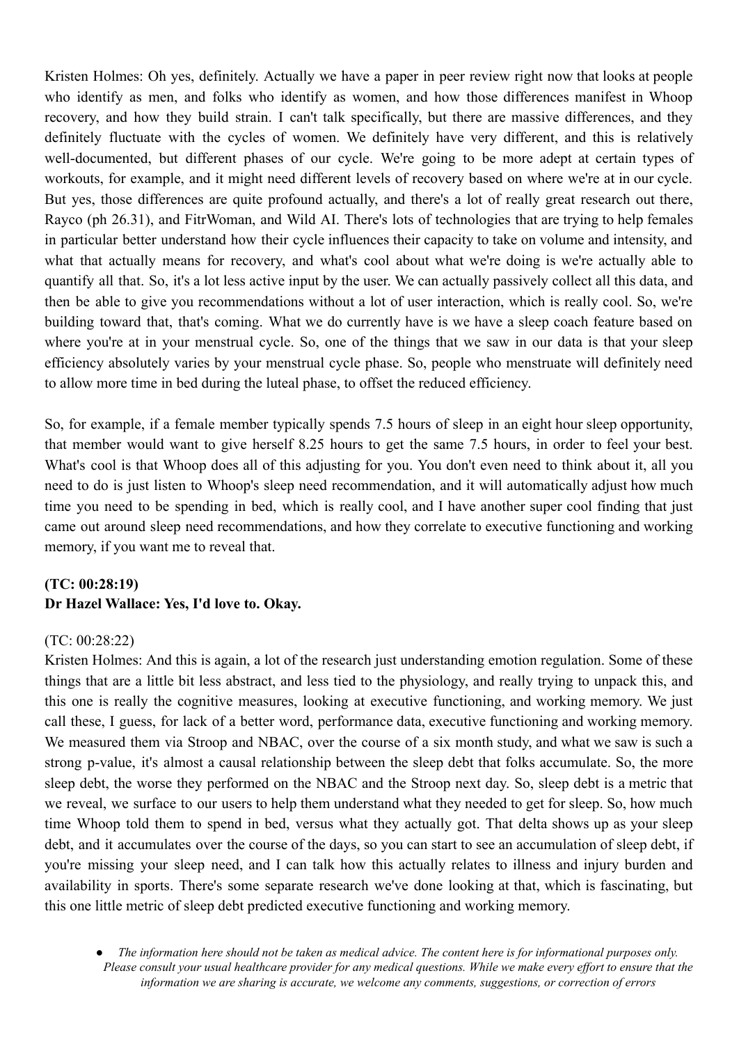Kristen Holmes: Oh yes, definitely. Actually we have a paper in peer review right now that looks at people who identify as men, and folks who identify as women, and how those differences manifest in Whoop recovery, and how they build strain. I can't talk specifically, but there are massive differences, and they definitely fluctuate with the cycles of women. We definitely have very different, and this is relatively well-documented, but different phases of our cycle. We're going to be more adept at certain types of workouts, for example, and it might need different levels of recovery based on where we're at in our cycle. But yes, those differences are quite profound actually, and there's a lot of really great research out there, Rayco (ph 26.31), and FitrWoman, and Wild AI. There's lots of technologies that are trying to help females in particular better understand how their cycle influences their capacity to take on volume and intensity, and what that actually means for recovery, and what's cool about what we're doing is we're actually able to quantify all that. So, it's a lot less active input by the user. We can actually passively collect all this data, and then be able to give you recommendations without a lot of user interaction, which is really cool. So, we're building toward that, that's coming. What we do currently have is we have a sleep coach feature based on where you're at in your menstrual cycle. So, one of the things that we saw in our data is that your sleep efficiency absolutely varies by your menstrual cycle phase. So, people who menstruate will definitely need to allow more time in bed during the luteal phase, to offset the reduced efficiency.

So, for example, if a female member typically spends 7.5 hours of sleep in an eight hour sleep opportunity, that member would want to give herself 8.25 hours to get the same 7.5 hours, in order to feel your best. What's cool is that Whoop does all of this adjusting for you. You don't even need to think about it, all you need to do is just listen to Whoop's sleep need recommendation, and it will automatically adjust how much time you need to be spending in bed, which is really cool, and I have another super cool finding that just came out around sleep need recommendations, and how they correlate to executive functioning and working memory, if you want me to reveal that.

**(TC: 00:28:19)**
**Dr Hazel Wallace: Yes, I'd love to. Okay.**

(TC: 00:28:22)
Kristen Holmes: And this is again, a lot of the research just understanding emotion regulation. Some of these things that are a little bit less abstract, and less tied to the physiology, and really trying to unpack this, and this one is really the cognitive measures, looking at executive functioning, and working memory. We just call these, I guess, for lack of a better word, performance data, executive functioning and working memory. We measured them via Stroop and NBAC, over the course of a six month study, and what we saw is such a strong p-value, it's almost a causal relationship between the sleep debt that folks accumulate. So, the more sleep debt, the worse they performed on the NBAC and the Stroop next day. So, sleep debt is a metric that we reveal, we surface to our users to help them understand what they needed to get for sleep. So, how much time Whoop told them to spend in bed, versus what they actually got. That delta shows up as your sleep debt, and it accumulates over the course of the days, so you can start to see an accumulation of sleep debt, if you're missing your sleep need, and I can talk how this actually relates to illness and injury burden and availability in sports. There's some separate research we've done looking at that, which is fascinating, but this one little metric of sleep debt predicted executive functioning and working memory.

- *The information here should not be taken as medical advice. The content here is for informational purposes only. Please consult your usual healthcare provider for any medical questions. While we make every effort to ensure that the information we are sharing is accurate, we welcome any comments, suggestions, or correction of errors*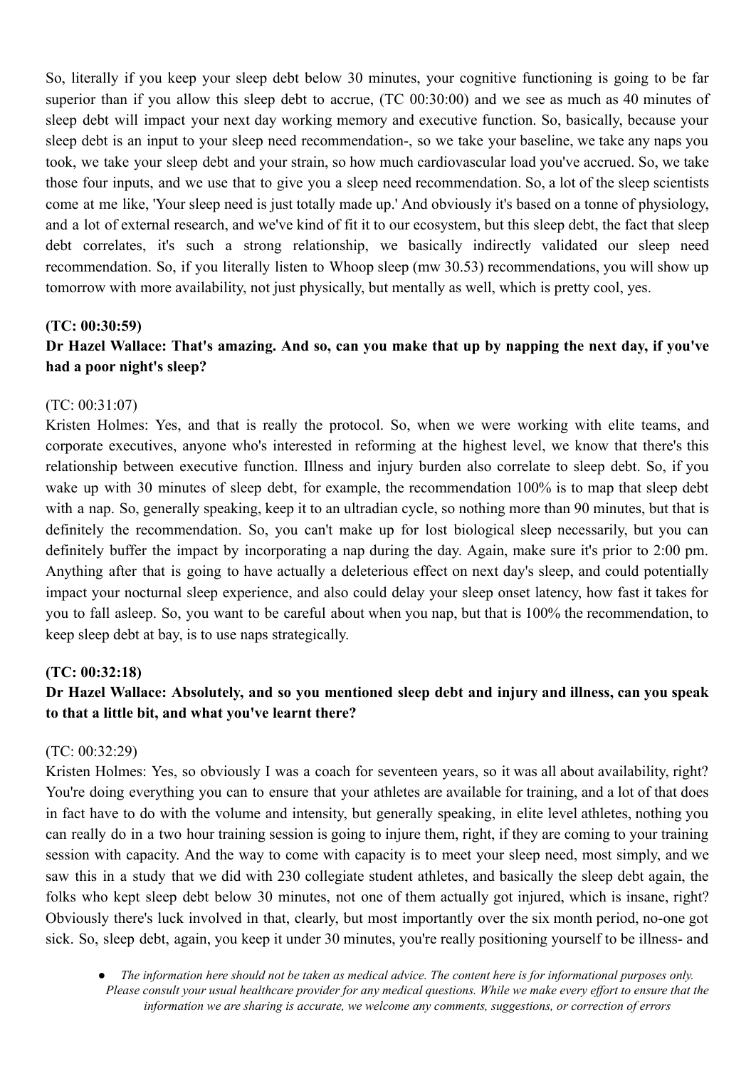So, literally if you keep your sleep debt below 30 minutes, your cognitive functioning is going to be far superior than if you allow this sleep debt to accrue, (TC 00:30:00) and we see as much as 40 minutes of sleep debt will impact your next day working memory and executive function. So, basically, because your sleep debt is an input to your sleep need recommendation-, so we take your baseline, we take any naps you took, we take your sleep debt and your strain, so how much cardiovascular load you've accrued. So, we take those four inputs, and we use that to give you a sleep need recommendation. So, a lot of the sleep scientists come at me like, 'Your sleep need is just totally made up.' And obviously it's based on a tonne of physiology, and a lot of external research, and we've kind of fit it to our ecosystem, but this sleep debt, the fact that sleep debt correlates, it's such a strong relationship, we basically indirectly validated our sleep need recommendation. So, if you literally listen to Whoop sleep (mw 30.53) recommendations, you will show up tomorrow with more availability, not just physically, but mentally as well, which is pretty cool, yes.

**(TC: 00:30:59)**
**Dr Hazel Wallace: That's amazing. And so, can you make that up by napping the next day, if you've had a poor night's sleep?**

(TC: 00:31:07)
Kristen Holmes: Yes, and that is really the protocol. So, when we were working with elite teams, and corporate executives, anyone who's interested in reforming at the highest level, we know that there's this relationship between executive function. Illness and injury burden also correlate to sleep debt. So, if you wake up with 30 minutes of sleep debt, for example, the recommendation 100% is to map that sleep debt with a nap. So, generally speaking, keep it to an ultradian cycle, so nothing more than 90 minutes, but that is definitely the recommendation. So, you can't make up for lost biological sleep necessarily, but you can definitely buffer the impact by incorporating a nap during the day. Again, make sure it's prior to 2:00 pm. Anything after that is going to have actually a deleterious effect on next day's sleep, and could potentially impact your nocturnal sleep experience, and also could delay your sleep onset latency, how fast it takes for you to fall asleep. So, you want to be careful about when you nap, but that is 100% the recommendation, to keep sleep debt at bay, is to use naps strategically.

**(TC: 00:32:18)**
**Dr Hazel Wallace: Absolutely, and so you mentioned sleep debt and injury and illness, can you speak to that a little bit, and what you've learnt there?**

(TC: 00:32:29)
Kristen Holmes: Yes, so obviously I was a coach for seventeen years, so it was all about availability, right? You're doing everything you can to ensure that your athletes are available for training, and a lot of that does in fact have to do with the volume and intensity, but generally speaking, in elite level athletes, nothing you can really do in a two hour training session is going to injure them, right, if they are coming to your training session with capacity. And the way to come with capacity is to meet your sleep need, most simply, and we saw this in a study that we did with 230 collegiate student athletes, and basically the sleep debt again, the folks who kept sleep debt below 30 minutes, not one of them actually got injured, which is insane, right? Obviously there's luck involved in that, clearly, but most importantly over the six month period, no-one got sick. So, sleep debt, again, you keep it under 30 minutes, you're really positioning yourself to be illness- and

- *The information here should not be taken as medical advice. The content here is for informational purposes only. Please consult your usual healthcare provider for any medical questions. While we make every effort to ensure that the information we are sharing is accurate, we welcome any comments, suggestions, or correction of errors*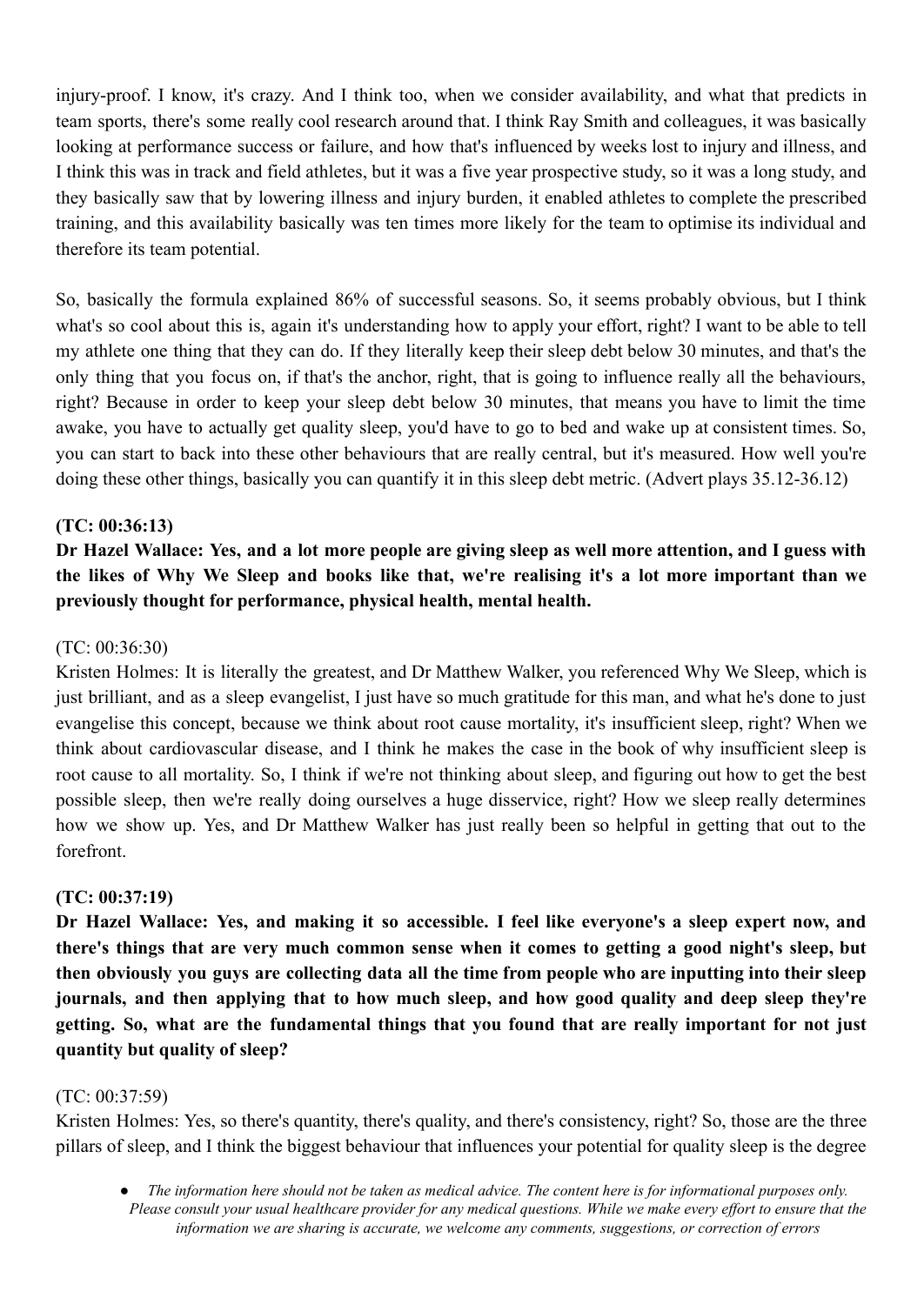injury-proof. I know, it's crazy. And I think too, when we consider availability, and what that predicts in team sports, there's some really cool research around that. I think Ray Smith and colleagues, it was basically looking at performance success or failure, and how that's influenced by weeks lost to injury and illness, and I think this was in track and field athletes, but it was a five year prospective study, so it was a long study, and they basically saw that by lowering illness and injury burden, it enabled athletes to complete the prescribed training, and this availability basically was ten times more likely for the team to optimise its individual and therefore its team potential.

So, basically the formula explained 86% of successful seasons. So, it seems probably obvious, but I think what's so cool about this is, again it's understanding how to apply your effort, right? I want to be able to tell my athlete one thing that they can do. If they literally keep their sleep debt below 30 minutes, and that's the only thing that you focus on, if that's the anchor, right, that is going to influence really all the behaviours, right? Because in order to keep your sleep debt below 30 minutes, that means you have to limit the time awake, you have to actually get quality sleep, you'd have to go to bed and wake up at consistent times. So, you can start to back into these other behaviours that are really central, but it's measured. How well you're doing these other things, basically you can quantify it in this sleep debt metric. (Advert plays 35.12-36.12)

**(TC: 00:36:13)**

**Dr Hazel Wallace: Yes, and a lot more people are giving sleep as well more attention, and I guess with the likes of Why We Sleep and books like that, we're realising it's a lot more important than we previously thought for performance, physical health, mental health.**

(TC: 00:36:30)

Kristen Holmes: It is literally the greatest, and Dr Matthew Walker, you referenced Why We Sleep, which is just brilliant, and as a sleep evangelist, I just have so much gratitude for this man, and what he's done to just evangelise this concept, because we think about root cause mortality, it's insufficient sleep, right? When we think about cardiovascular disease, and I think he makes the case in the book of why insufficient sleep is root cause to all mortality. So, I think if we're not thinking about sleep, and figuring out how to get the best possible sleep, then we're really doing ourselves a huge disservice, right? How we sleep really determines how we show up. Yes, and Dr Matthew Walker has just really been so helpful in getting that out to the forefront.

**(TC: 00:37:19)**

**Dr Hazel Wallace: Yes, and making it so accessible. I feel like everyone's a sleep expert now, and there's things that are very much common sense when it comes to getting a good night's sleep, but then obviously you guys are collecting data all the time from people who are inputting into their sleep journals, and then applying that to how much sleep, and how good quality and deep sleep they're getting. So, what are the fundamental things that you found that are really important for not just quantity but quality of sleep?**

(TC: 00:37:59)

Kristen Holmes: Yes, so there's quantity, there's quality, and there's consistency, right? So, those are the three pillars of sleep, and I think the biggest behaviour that influences your potential for quality sleep is the degree

- *The information here should not be taken as medical advice. The content here is for informational purposes only. Please consult your usual healthcare provider for any medical questions. While we make every effort to ensure that the information we are sharing is accurate, we welcome any comments, suggestions, or correction of errors*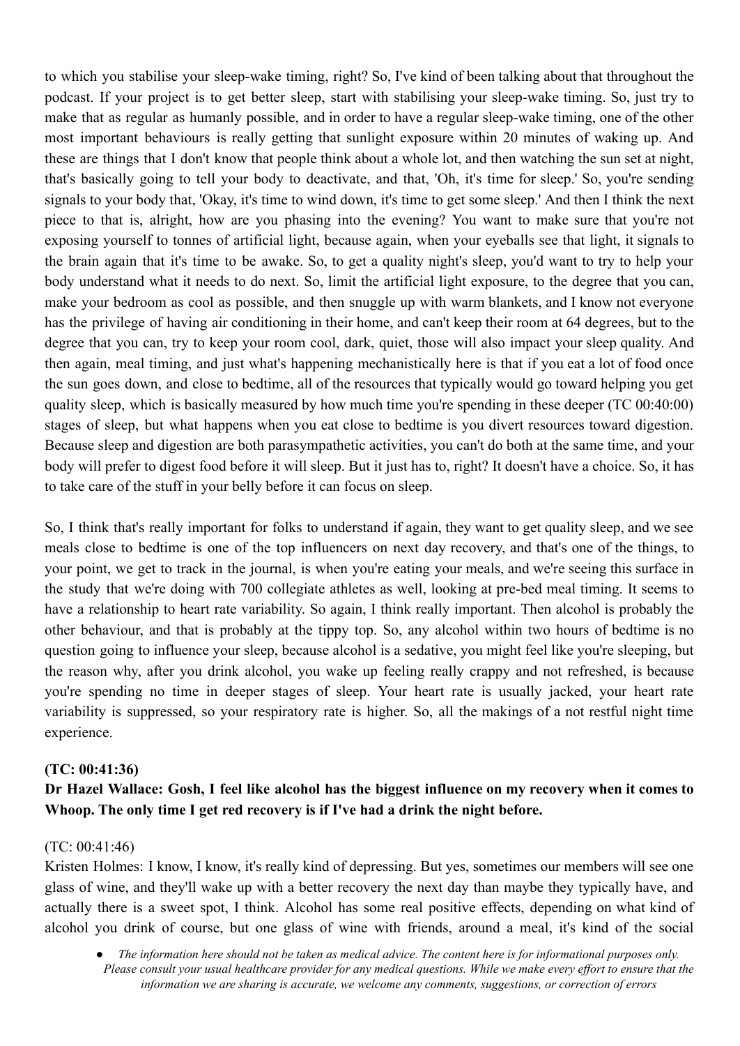to which you stabilise your sleep-wake timing, right? So, I've kind of been talking about that throughout the podcast. If your project is to get better sleep, start with stabilising your sleep-wake timing. So, just try to make that as regular as humanly possible, and in order to have a regular sleep-wake timing, one of the other most important behaviours is really getting that sunlight exposure within 20 minutes of waking up. And these are things that I don't know that people think about a whole lot, and then watching the sun set at night, that's basically going to tell your body to deactivate, and that, 'Oh, it's time for sleep.' So, you're sending signals to your body that, 'Okay, it's time to wind down, it's time to get some sleep.' And then I think the next piece to that is, alright, how are you phasing into the evening? You want to make sure that you're not exposing yourself to tonnes of artificial light, because again, when your eyeballs see that light, it signals to the brain again that it's time to be awake. So, to get a quality night's sleep, you'd want to try to help your body understand what it needs to do next. So, limit the artificial light exposure, to the degree that you can, make your bedroom as cool as possible, and then snuggle up with warm blankets, and I know not everyone has the privilege of having air conditioning in their home, and can't keep their room at 64 degrees, but to the degree that you can, try to keep your room cool, dark, quiet, those will also impact your sleep quality. And then again, meal timing, and just what's happening mechanistically here is that if you eat a lot of food once the sun goes down, and close to bedtime, all of the resources that typically would go toward helping you get quality sleep, which is basically measured by how much time you're spending in these deeper (TC 00:40:00) stages of sleep, but what happens when you eat close to bedtime is you divert resources toward digestion. Because sleep and digestion are both parasympathetic activities, you can't do both at the same time, and your body will prefer to digest food before it will sleep. But it just has to, right? It doesn't have a choice. So, it has to take care of the stuff in your belly before it can focus on sleep.

So, I think that's really important for folks to understand if again, they want to get quality sleep, and we see meals close to bedtime is one of the top influencers on next day recovery, and that's one of the things, to your point, we get to track in the journal, is when you're eating your meals, and we're seeing this surface in the study that we're doing with 700 collegiate athletes as well, looking at pre-bed meal timing. It seems to have a relationship to heart rate variability. So again, I think really important. Then alcohol is probably the other behaviour, and that is probably at the tippy top. So, any alcohol within two hours of bedtime is no question going to influence your sleep, because alcohol is a sedative, you might feel like you're sleeping, but the reason why, after you drink alcohol, you wake up feeling really crappy and not refreshed, is because you're spending no time in deeper stages of sleep. Your heart rate is usually jacked, your heart rate variability is suppressed, so your respiratory rate is higher. So, all the makings of a not restful night time experience.

**(TC: 00:41:36)**

**Dr Hazel Wallace: Gosh, I feel like alcohol has the biggest influence on my recovery when it comes to Whoop. The only time I get red recovery is if I've had a drink the night before.**

(TC: 00:41:46)

Kristen Holmes: I know, I know, it's really kind of depressing. But yes, sometimes our members will see one glass of wine, and they'll wake up with a better recovery the next day than maybe they typically have, and actually there is a sweet spot, I think. Alcohol has some real positive effects, depending on what kind of alcohol you drink of course, but one glass of wine with friends, around a meal, it's kind of the social

- *The information here should not be taken as medical advice. The content here is for informational purposes only. Please consult your usual healthcare provider for any medical questions. While we make every effort to ensure that the information we are sharing is accurate, we welcome any comments, suggestions, or correction of errors*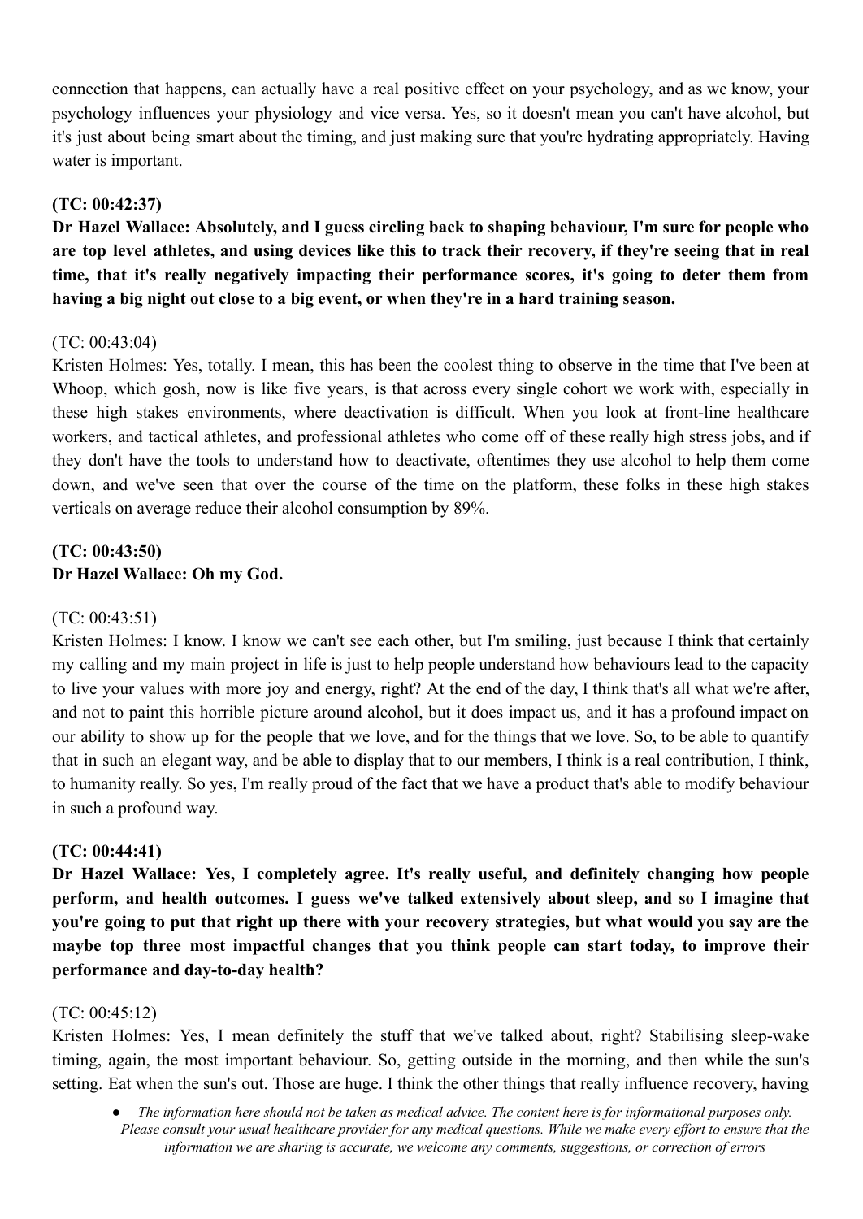connection that happens, can actually have a real positive effect on your psychology, and as we know, your psychology influences your physiology and vice versa. Yes, so it doesn't mean you can't have alcohol, but it's just about being smart about the timing, and just making sure that you're hydrating appropriately. Having water is important.

**(TC: 00:42:37)**
**Dr Hazel Wallace: Absolutely, and I guess circling back to shaping behaviour, I'm sure for people who are top level athletes, and using devices like this to track their recovery, if they're seeing that in real time, that it's really negatively impacting their performance scores, it's going to deter them from having a big night out close to a big event, or when they're in a hard training season.**

(TC: 00:43:04)
Kristen Holmes: Yes, totally. I mean, this has been the coolest thing to observe in the time that I've been at Whoop, which gosh, now is like five years, is that across every single cohort we work with, especially in these high stakes environments, where deactivation is difficult. When you look at front-line healthcare workers, and tactical athletes, and professional athletes who come off of these really high stress jobs, and if they don't have the tools to understand how to deactivate, oftentimes they use alcohol to help them come down, and we've seen that over the course of the time on the platform, these folks in these high stakes verticals on average reduce their alcohol consumption by 89%.

**(TC: 00:43:50)**
**Dr Hazel Wallace: Oh my God.**

(TC: 00:43:51)
Kristen Holmes: I know. I know we can't see each other, but I'm smiling, just because I think that certainly my calling and my main project in life is just to help people understand how behaviours lead to the capacity to live your values with more joy and energy, right? At the end of the day, I think that's all what we're after, and not to paint this horrible picture around alcohol, but it does impact us, and it has a profound impact on our ability to show up for the people that we love, and for the things that we love. So, to be able to quantify that in such an elegant way, and be able to display that to our members, I think is a real contribution, I think, to humanity really. So yes, I'm really proud of the fact that we have a product that's able to modify behaviour in such a profound way.

**(TC: 00:44:41)**
**Dr Hazel Wallace: Yes, I completely agree. It's really useful, and definitely changing how people perform, and health outcomes. I guess we've talked extensively about sleep, and so I imagine that you're going to put that right up there with your recovery strategies, but what would you say are the maybe top three most impactful changes that you think people can start today, to improve their performance and day-to-day health?**

(TC: 00:45:12)
Kristen Holmes: Yes, I mean definitely the stuff that we've talked about, right? Stabilising sleep-wake timing, again, the most important behaviour. So, getting outside in the morning, and then while the sun's setting. Eat when the sun's out. Those are huge. I think the other things that really influence recovery, having

- *The information here should not be taken as medical advice. The content here is for informational purposes only. Please consult your usual healthcare provider for any medical questions. While we make every effort to ensure that the information we are sharing is accurate, we welcome any comments, suggestions, or correction of errors*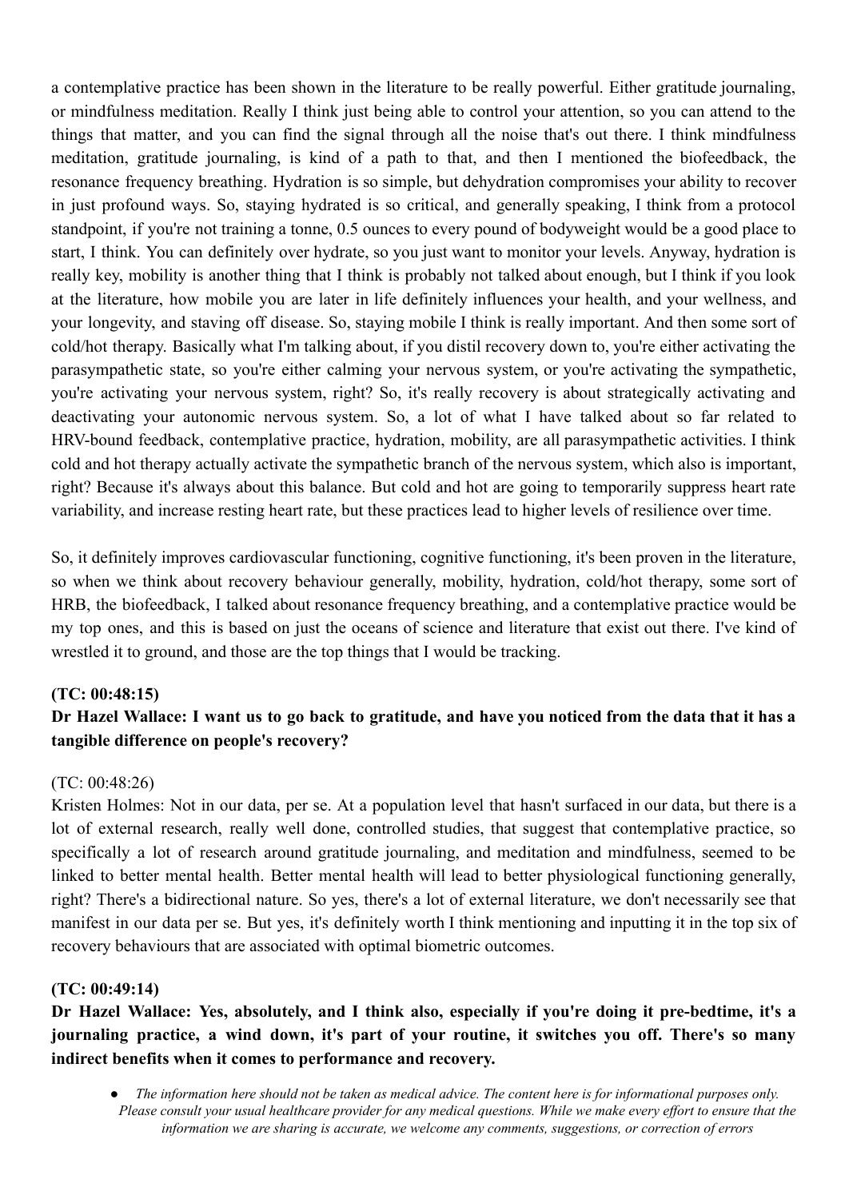a contemplative practice has been shown in the literature to be really powerful. Either gratitude journaling, or mindfulness meditation. Really I think just being able to control your attention, so you can attend to the things that matter, and you can find the signal through all the noise that's out there. I think mindfulness meditation, gratitude journaling, is kind of a path to that, and then I mentioned the biofeedback, the resonance frequency breathing. Hydration is so simple, but dehydration compromises your ability to recover in just profound ways. So, staying hydrated is so critical, and generally speaking, I think from a protocol standpoint, if you're not training a tonne, 0.5 ounces to every pound of bodyweight would be a good place to start, I think. You can definitely over hydrate, so you just want to monitor your levels. Anyway, hydration is really key, mobility is another thing that I think is probably not talked about enough, but I think if you look at the literature, how mobile you are later in life definitely influences your health, and your wellness, and your longevity, and staving off disease. So, staying mobile I think is really important. And then some sort of cold/hot therapy. Basically what I'm talking about, if you distil recovery down to, you're either activating the parasympathetic state, so you're either calming your nervous system, or you're activating the sympathetic, you're activating your nervous system, right? So, it's really recovery is about strategically activating and deactivating your autonomic nervous system. So, a lot of what I have talked about so far related to HRV-bound feedback, contemplative practice, hydration, mobility, are all parasympathetic activities. I think cold and hot therapy actually activate the sympathetic branch of the nervous system, which also is important, right? Because it's always about this balance. But cold and hot are going to temporarily suppress heart rate variability, and increase resting heart rate, but these practices lead to higher levels of resilience over time.

So, it definitely improves cardiovascular functioning, cognitive functioning, it's been proven in the literature, so when we think about recovery behaviour generally, mobility, hydration, cold/hot therapy, some sort of HRB, the biofeedback, I talked about resonance frequency breathing, and a contemplative practice would be my top ones, and this is based on just the oceans of science and literature that exist out there. I've kind of wrestled it to ground, and those are the top things that I would be tracking.

**(TC: 00:48:15)**

**Dr Hazel Wallace: I want us to go back to gratitude, and have you noticed from the data that it has a tangible difference on people's recovery?**

(TC: 00:48:26)

Kristen Holmes: Not in our data, per se. At a population level that hasn't surfaced in our data, but there is a lot of external research, really well done, controlled studies, that suggest that contemplative practice, so specifically a lot of research around gratitude journaling, and meditation and mindfulness, seemed to be linked to better mental health. Better mental health will lead to better physiological functioning generally, right? There's a bidirectional nature. So yes, there's a lot of external literature, we don't necessarily see that manifest in our data per se. But yes, it's definitely worth I think mentioning and inputting it in the top six of recovery behaviours that are associated with optimal biometric outcomes.

**(TC: 00:49:14)**

**Dr Hazel Wallace: Yes, absolutely, and I think also, especially if you're doing it pre-bedtime, it's a journaling practice, a wind down, it's part of your routine, it switches you off. There's so many indirect benefits when it comes to performance and recovery.**

- *The information here should not be taken as medical advice. The content here is for informational purposes only. Please consult your usual healthcare provider for any medical questions. While we make every effort to ensure that the information we are sharing is accurate, we welcome any comments, suggestions, or correction of errors*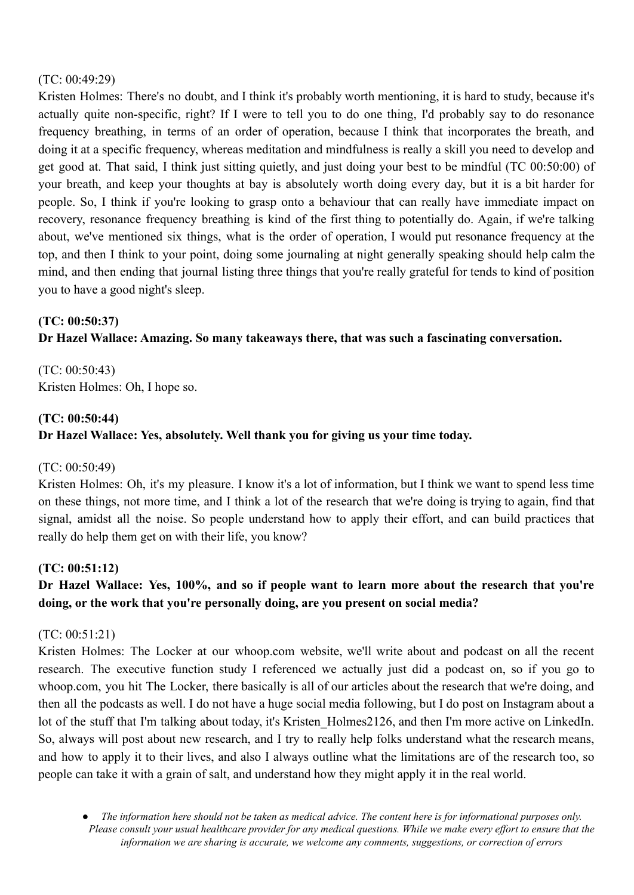(TC: 00:49:29)
Kristen Holmes: There's no doubt, and I think it's probably worth mentioning, it is hard to study, because it's actually quite non-specific, right? If I were to tell you to do one thing, I'd probably say to do resonance frequency breathing, in terms of an order of operation, because I think that incorporates the breath, and doing it at a specific frequency, whereas meditation and mindfulness is really a skill you need to develop and get good at. That said, I think just sitting quietly, and just doing your best to be mindful (TC 00:50:00) of your breath, and keep your thoughts at bay is absolutely worth doing every day, but it is a bit harder for people. So, I think if you're looking to grasp onto a behaviour that can really have immediate impact on recovery, resonance frequency breathing is kind of the first thing to potentially do. Again, if we're talking about, we've mentioned six things, what is the order of operation, I would put resonance frequency at the top, and then I think to your point, doing some journaling at night generally speaking should help calm the mind, and then ending that journal listing three things that you're really grateful for tends to kind of position you to have a good night's sleep.

**(TC: 00:50:37)**
**Dr Hazel Wallace: Amazing. So many takeaways there, that was such a fascinating conversation.**

(TC: 00:50:43)
Kristen Holmes: Oh, I hope so.

**(TC: 00:50:44)**
**Dr Hazel Wallace: Yes, absolutely. Well thank you for giving us your time today.**

(TC: 00:50:49)
Kristen Holmes: Oh, it's my pleasure. I know it's a lot of information, but I think we want to spend less time on these things, not more time, and I think a lot of the research that we're doing is trying to again, find that signal, amidst all the noise. So people understand how to apply their effort, and can build practices that really do help them get on with their life, you know?

**(TC: 00:51:12)**
**Dr Hazel Wallace: Yes, 100%, and so if people want to learn more about the research that you're doing, or the work that you're personally doing, are you present on social media?**

(TC: 00:51:21)
Kristen Holmes: The Locker at our whoop.com website, we'll write about and podcast on all the recent research. The executive function study I referenced we actually just did a podcast on, so if you go to whoop.com, you hit The Locker, there basically is all of our articles about the research that we're doing, and then all the podcasts as well. I do not have a huge social media following, but I do post on Instagram about a lot of the stuff that I'm talking about today, it's Kristen_Holmes2126, and then I'm more active on LinkedIn. So, always will post about new research, and I try to really help folks understand what the research means, and how to apply it to their lives, and also I always outline what the limitations are of the research too, so people can take it with a grain of salt, and understand how they might apply it in the real world.

- *The information here should not be taken as medical advice. The content here is for informational purposes only. Please consult your usual healthcare provider for any medical questions. While we make every effort to ensure that the information we are sharing is accurate, we welcome any comments, suggestions, or correction of errors*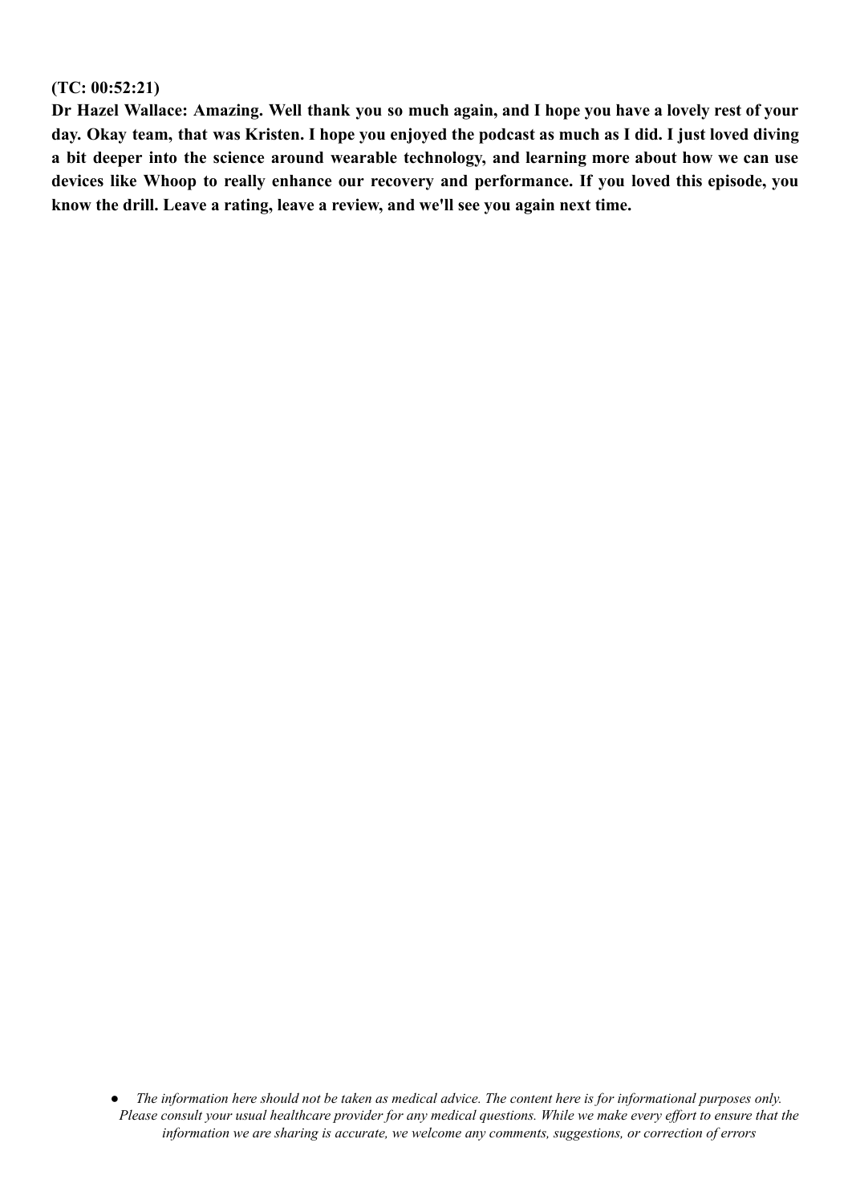**(TC: 00:52:21)**

**Dr Hazel Wallace: Amazing. Well thank you so much again, and I hope you have a lovely rest of your day. Okay team, that was Kristen. I hope you enjoyed the podcast as much as I did. I just loved diving a bit deeper into the science around wearable technology, and learning more about how we can use devices like Whoop to really enhance our recovery and performance. If you loved this episode, you know the drill. Leave a rating, leave a review, and we'll see you again next time.**

- *The information here should not be taken as medical advice. The content here is for informational purposes only. Please consult your usual healthcare provider for any medical questions. While we make every effort to ensure that the information we are sharing is accurate, we welcome any comments, suggestions, or correction of errors*